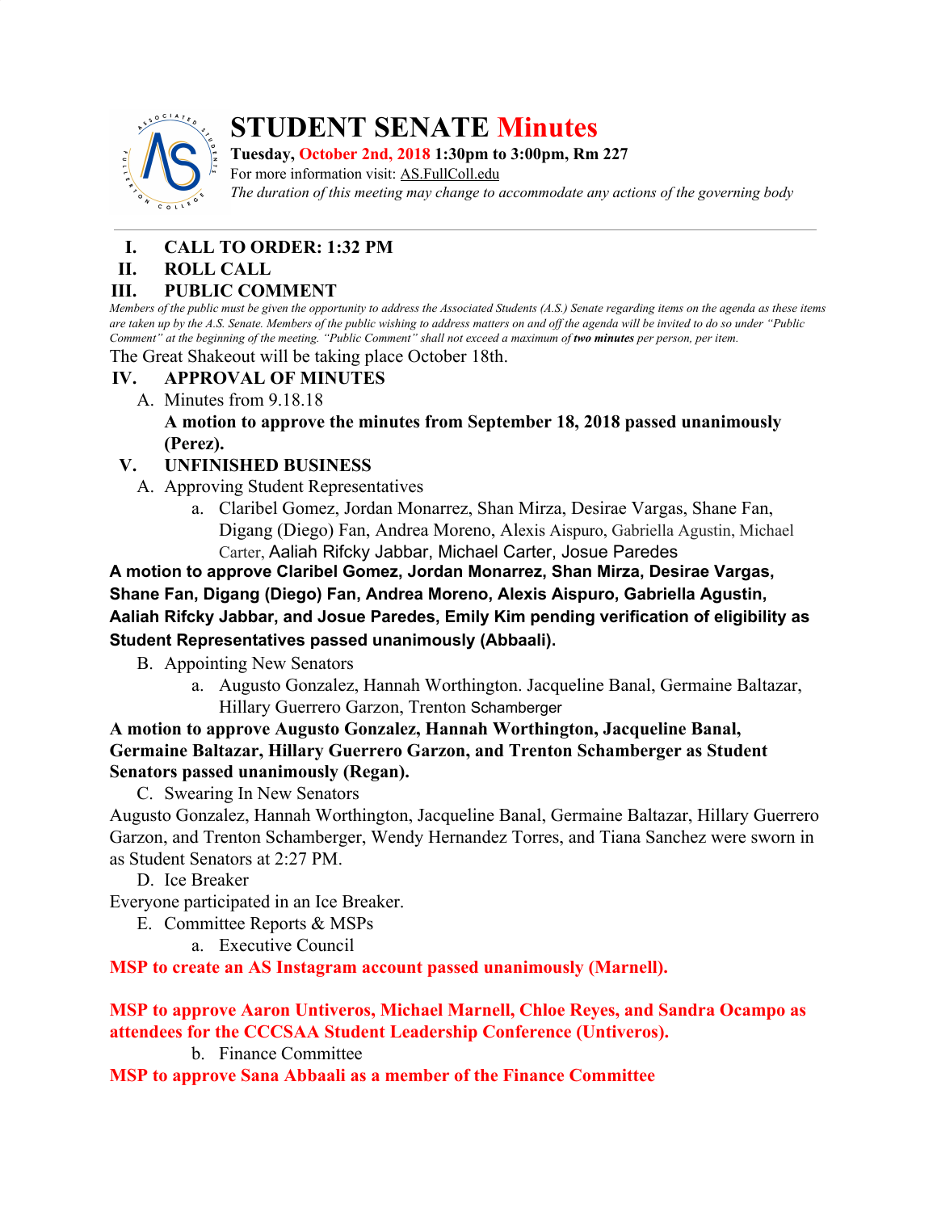# STUDENT SENATE Minutes

**Tuesday, October 2nd, 2018 1:30pm to 3:00pm, Rm 227**

For more information visit: AS.FullColl.edu

*The duration of this meeting may change to accommodate any actions of the governing body*

---

## I. CALL TO ORDER: 1:32 PM

## II. ROLL CALL

## III. PUBLIC COMMENT

*Members of the public must be given the opportunity to address the Associated Students (A.S.) Senate regarding items on the agenda as these items are taken up by the A.S. Senate. Members of the public wishing to address matters on and off the agenda will be invited to do so under "Public Comment" at the beginning of the meeting. "Public Comment" shall not exceed a maximum of **two minutes** per person, per item.*

The Great Shakeout will be taking place October 18th.

## IV. APPROVAL OF MINUTES

A. Minutes from 9.18.18

**A motion to approve the minutes from September 18, 2018 passed unanimously (Perez).**

## V. UNFINISHED BUSINESS

A. Approving Student Representatives

a. Claribel Gomez, Jordan Monarrez, Shan Mirza, Desirae Vargas, Shane Fan, Digang (Diego) Fan, Andrea Moreno, Alexis Aispuro, Gabriella Agustin, Michael Carter, Aaliah Rifcky Jabbar, Michael Carter, Josue Paredes

**A motion to approve Claribel Gomez, Jordan Monarrez, Shan Mirza, Desirae Vargas, Shane Fan, Digang (Diego) Fan, Andrea Moreno, Alexis Aispuro, Gabriella Agustin, Aaliah Rifcky Jabbar, and Josue Paredes, Emily Kim pending verification of eligibility as Student Representatives passed unanimously (Abbaali).**

B. Appointing New Senators

a. Augusto Gonzalez, Hannah Worthington. Jacqueline Banal, Germaine Baltazar, Hillary Guerrero Garzon, Trenton Schamberger

**A motion to approve Augusto Gonzalez, Hannah Worthington, Jacqueline Banal, Germaine Baltazar, Hillary Guerrero Garzon, and Trenton Schamberger as Student Senators passed unanimously (Regan).**

C. Swearing In New Senators

Augusto Gonzalez, Hannah Worthington, Jacqueline Banal, Germaine Baltazar, Hillary Guerrero Garzon, and Trenton Schamberger, Wendy Hernandez Torres, and Tiana Sanchez were sworn in as Student Senators at 2:27 PM.

D. Ice Breaker

Everyone participated in an Ice Breaker.

E. Committee Reports & MSPs

a. Executive Council

**MSP to create an AS Instagram account passed unanimously (Marnell).**

**MSP to approve Aaron Untiveros, Michael Marnell, Chloe Reyes, and Sandra Ocampo as attendees for the CCCSAA Student Leadership Conference (Untiveros).**

b. Finance Committee

**MSP to approve Sana Abbaali as a member of the Finance Committee**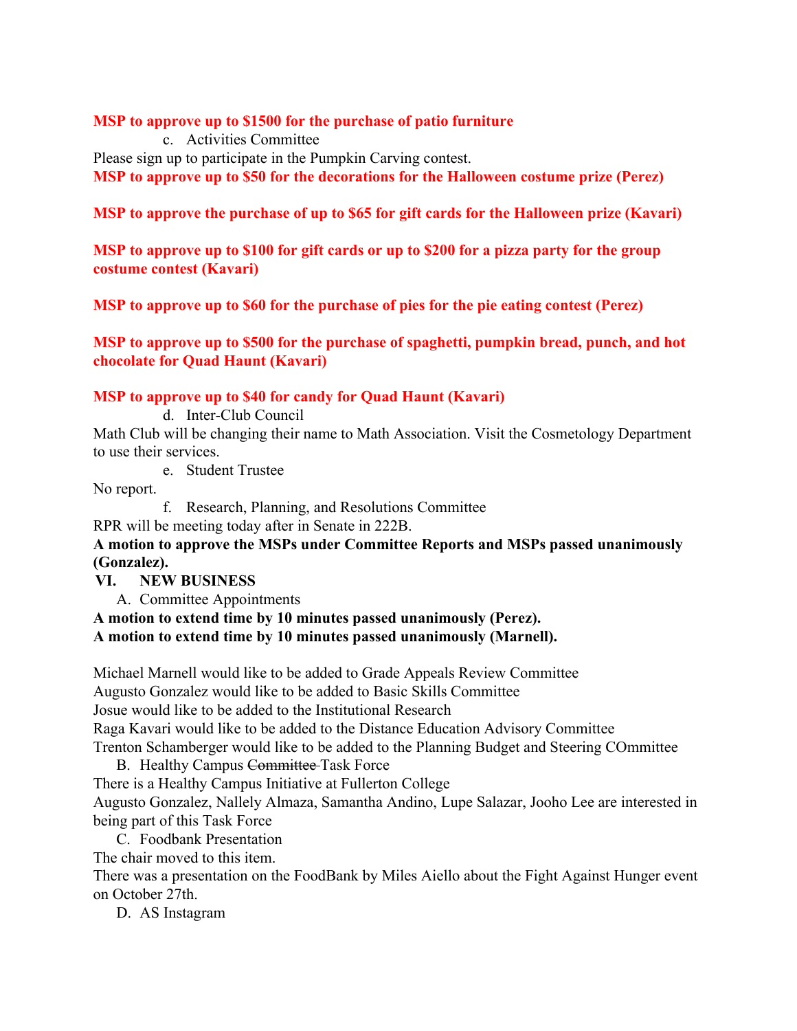**MSP to approve up to $1500 for the purchase of patio furniture**

c. Activities Committee

Please sign up to participate in the Pumpkin Carving contest.

**MSP to approve up to $50 for the decorations for the Halloween costume prize (Perez)**

**MSP to approve the purchase of up to $65 for gift cards for the Halloween prize (Kavari)**

**MSP to approve up to $100 for gift cards or up to $200 for a pizza party for the group costume contest (Kavari)**

**MSP to approve up to $60 for the purchase of pies for the pie eating contest (Perez)**

**MSP to approve up to $500 for the purchase of spaghetti, pumpkin bread, punch, and hot chocolate for Quad Haunt (Kavari)**

**MSP to approve up to $40 for candy for Quad Haunt (Kavari)**

d. Inter-Club Council

Math Club will be changing their name to Math Association. Visit the Cosmetology Department to use their services.

e. Student Trustee

No report.

f. Research, Planning, and Resolutions Committee

RPR will be meeting today after in Senate in 222B.

**A motion to approve the MSPs under Committee Reports and MSPs passed unanimously (Gonzalez).**

## VI. NEW BUSINESS

A. Committee Appointments

**A motion to extend time by 10 minutes passed unanimously (Perez).**
**A motion to extend time by 10 minutes passed unanimously (Marnell).**

Michael Marnell would like to be added to Grade Appeals Review Committee
Augusto Gonzalez would like to be added to Basic Skills Committee
Josue would like to be added to the Institutional Research
Raga Kavari would like to be added to the Distance Education Advisory Committee
Trenton Schamberger would like to be added to the Planning Budget and Steering COmmittee

B. Healthy Campus ~~Committee~~ Task Force

There is a Healthy Campus Initiative at Fullerton College
Augusto Gonzalez, Nallely Almaza, Samantha Andino, Lupe Salazar, Jooho Lee are interested in being part of this Task Force

C. Foodbank Presentation

The chair moved to this item.
There was a presentation on the FoodBank by Miles Aiello about the Fight Against Hunger event on October 27th.

D. AS Instagram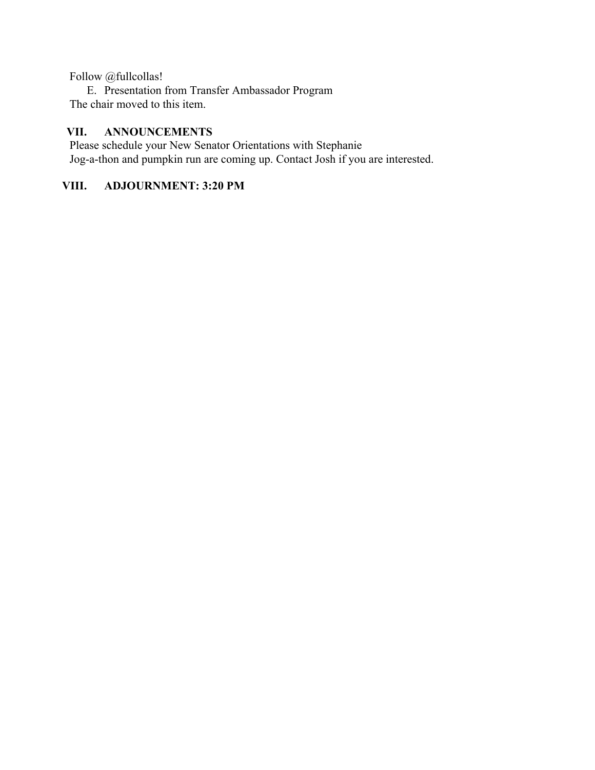Follow @fullcollas!

E. Presentation from Transfer Ambassador Program

The chair moved to this item.

## VII. ANNOUNCEMENTS

Please schedule your New Senator Orientations with Stephanie

Jog-a-thon and pumpkin run are coming up. Contact Josh if you are interested.

## VIII. ADJOURNMENT: 3:20 PM